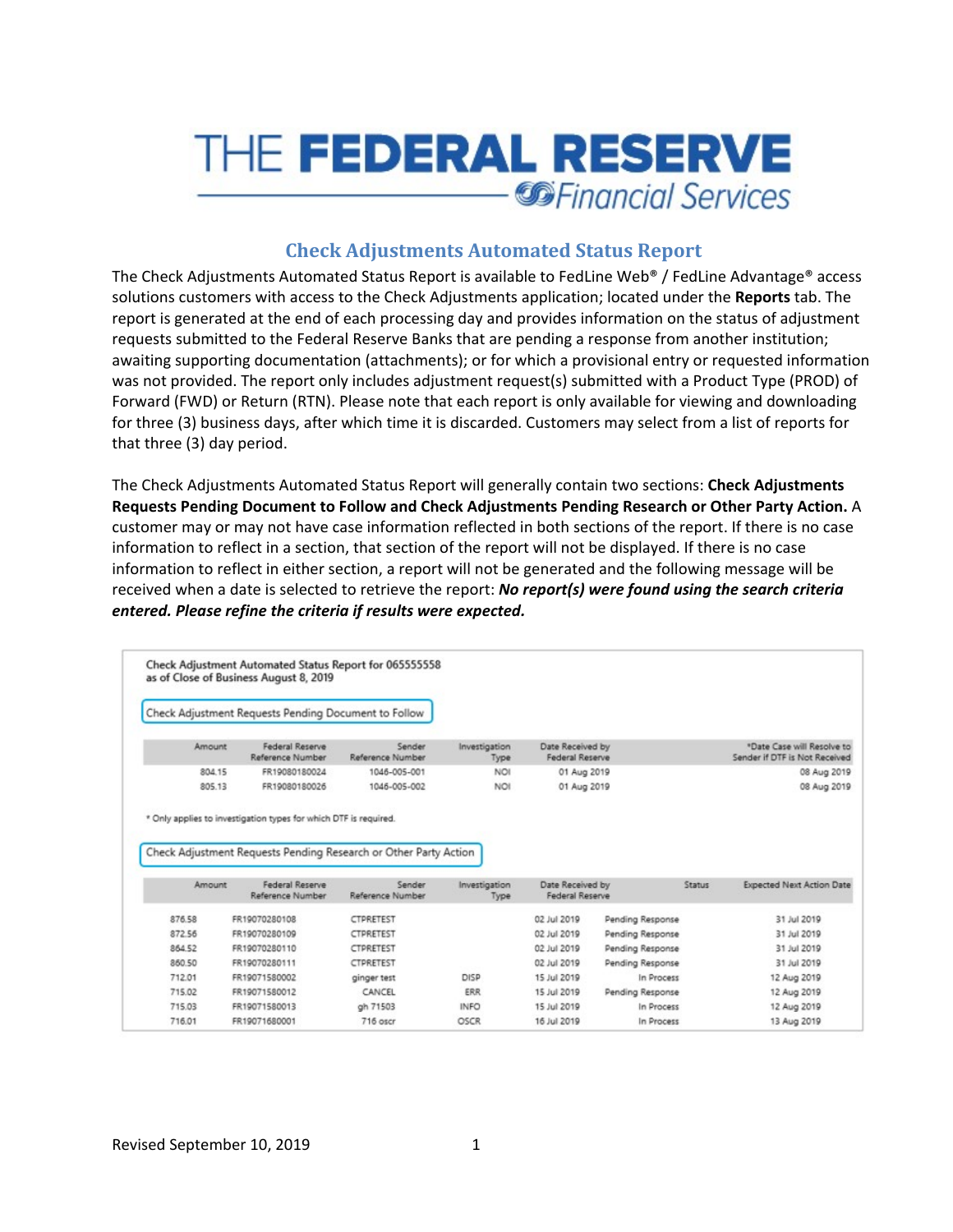# THE FEDERAL RESERVE

## Financial Services

### Check Adjustments Automated Status Report

The Check Adjustments Automated Status Report is available to FedLine Web® / FedLine Advantage® access solutions customers with access to the Check Adjustments application; located under the **Reports** tab. The report is generated at the end of each processing day and provides information on the status of adjustment requests submitted to the Federal Reserve Banks that are pending a response from another institution; awaiting supporting documentation (attachments); or for which a provisional entry or requested information was not provided. The report only includes adjustment request(s) submitted with a Product Type (PROD) of Forward (FWD) or Return (RTN). Please note that each report is only available for viewing and downloading for three (3) business days, after which time it is discarded. Customers may select from a list of reports for that three (3) day period.

The Check Adjustments Automated Status Report will generally contain two sections: **Check Adjustments Requests Pending Document to Follow and Check Adjustments Pending Research or Other Party Action.** A customer may or may not have case information reflected in both sections of the report. If there is no case information to reflect in a section, that section of the report will not be displayed. If there is no case information to reflect in either section, a report will not be generated and the following message will be received when a date is selected to retrieve the report: ***No report(s) were found using the search criteria entered. Please refine the criteria if results were expected.***

Check Adjustment Automated Status Report for 065555558
as of Close of Business August 8, 2019

**Check Adjustment Requests Pending Document to Follow**

| Amount | Federal Reserve Reference Number | Sender Reference Number | Investigation Type | Date Received by Federal Reserve | *Date Case will Resolve to Sender if DTF is Not Received |
|---|---|---|---|---|---|
| 804.15 | FR19080180024 | 1046-005-001 | NOI | 01 Aug 2019 | 08 Aug 2019 |
| 805.13 | FR19080180026 | 1046-005-002 | NOI | 01 Aug 2019 | 08 Aug 2019 |

\* Only applies to investigation types for which DTF is required.

**Check Adjustment Requests Pending Research or Other Party Action**

| Amount | Federal Reserve Reference Number | Sender Reference Number | Investigation Type | Date Received by Federal Reserve | Status | Expected Next Action Date |
|---|---|---|---|---|---|---|
| 876.58 | FR19070280108 | CTPRETEST | | 02 Jul 2019 | Pending Response | 31 Jul 2019 |
| 872.56 | FR19070280109 | CTPRETEST | | 02 Jul 2019 | Pending Response | 31 Jul 2019 |
| 864.52 | FR19070280110 | CTPRETEST | | 02 Jul 2019 | Pending Response | 31 Jul 2019 |
| 860.50 | FR19070280111 | CTPRETEST | | 02 Jul 2019 | Pending Response | 31 Jul 2019 |
| 712.01 | FR19071580002 | ginger test | DISP | 15 Jul 2019 | In Process | 12 Aug 2019 |
| 715.02 | FR19071580012 | CANCEL | ERR | 15 Jul 2019 | Pending Response | 12 Aug 2019 |
| 715.03 | FR19071580013 | gh 71503 | INFO | 15 Jul 2019 | In Process | 12 Aug 2019 |
| 716.01 | FR19071680001 | 716 oscr | OSCR | 16 Jul 2019 | In Process | 13 Aug 2019 |

Revised September 10, 2019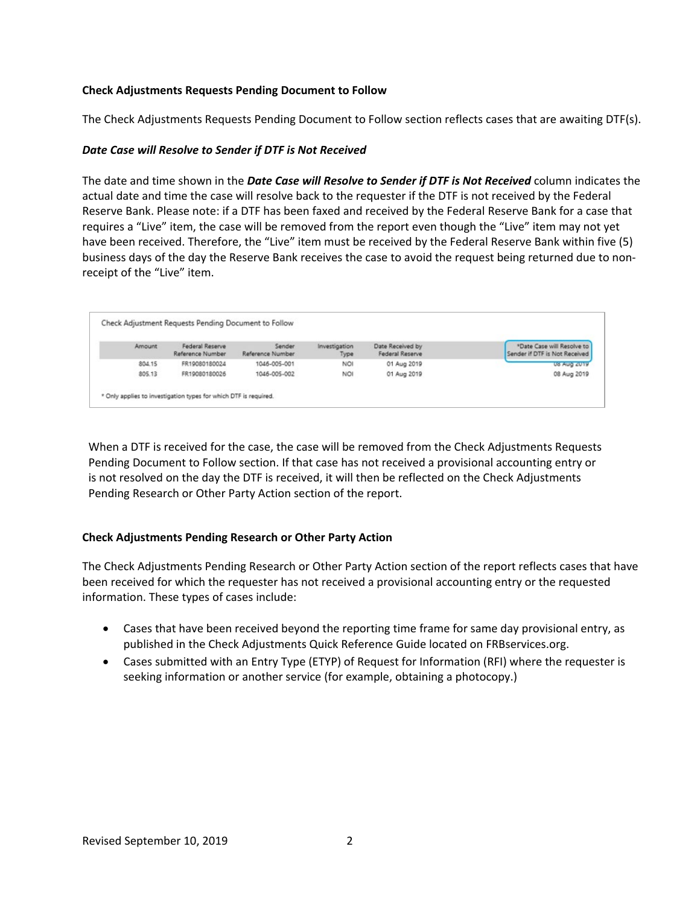**Check Adjustments Requests Pending Document to Follow**

The Check Adjustments Requests Pending Document to Follow section reflects cases that are awaiting DTF(s).

***Date Case will Resolve to Sender if DTF is Not Received***

The date and time shown in the ***Date Case will Resolve to Sender if DTF is Not Received*** column indicates the actual date and time the case will resolve back to the requester if the DTF is not received by the Federal Reserve Bank. Please note: if a DTF has been faxed and received by the Federal Reserve Bank for a case that requires a "Live" item, the case will be removed from the report even though the "Live" item may not yet have been received. Therefore, the "Live" item must be received by the Federal Reserve Bank within five (5) business days of the day the Reserve Bank receives the case to avoid the request being returned due to non-receipt of the "Live" item.

Check Adjustment Requests Pending Document to Follow

| Amount | Federal Reserve Reference Number | Sender Reference Number | Investigation Type | Date Received by Federal Reserve | *Date Case will Resolve to Sender if DTF is Not Received |
|---|---|---|---|---|---|
| 804.15 | FR19080180024 | 1046-005-001 | NOI | 01 Aug 2019 | 08 Aug 2019 |
| 805.13 | FR19080180026 | 1046-005-002 | NOI | 01 Aug 2019 | 08 Aug 2019 |

* Only applies to investigation types for which DTF is required.

When a DTF is received for the case, the case will be removed from the Check Adjustments Requests Pending Document to Follow section. If that case has not received a provisional accounting entry or is not resolved on the day the DTF is received, it will then be reflected on the Check Adjustments Pending Research or Other Party Action section of the report.

**Check Adjustments Pending Research or Other Party Action**

The Check Adjustments Pending Research or Other Party Action section of the report reflects cases that have been received for which the requester has not received a provisional accounting entry or the requested information. These types of cases include:

- Cases that have been received beyond the reporting time frame for same day provisional entry, as published in the Check Adjustments Quick Reference Guide located on FRBservices.org.
- Cases submitted with an Entry Type (ETYP) of Request for Information (RFI) where the requester is seeking information or another service (for example, obtaining a photocopy.)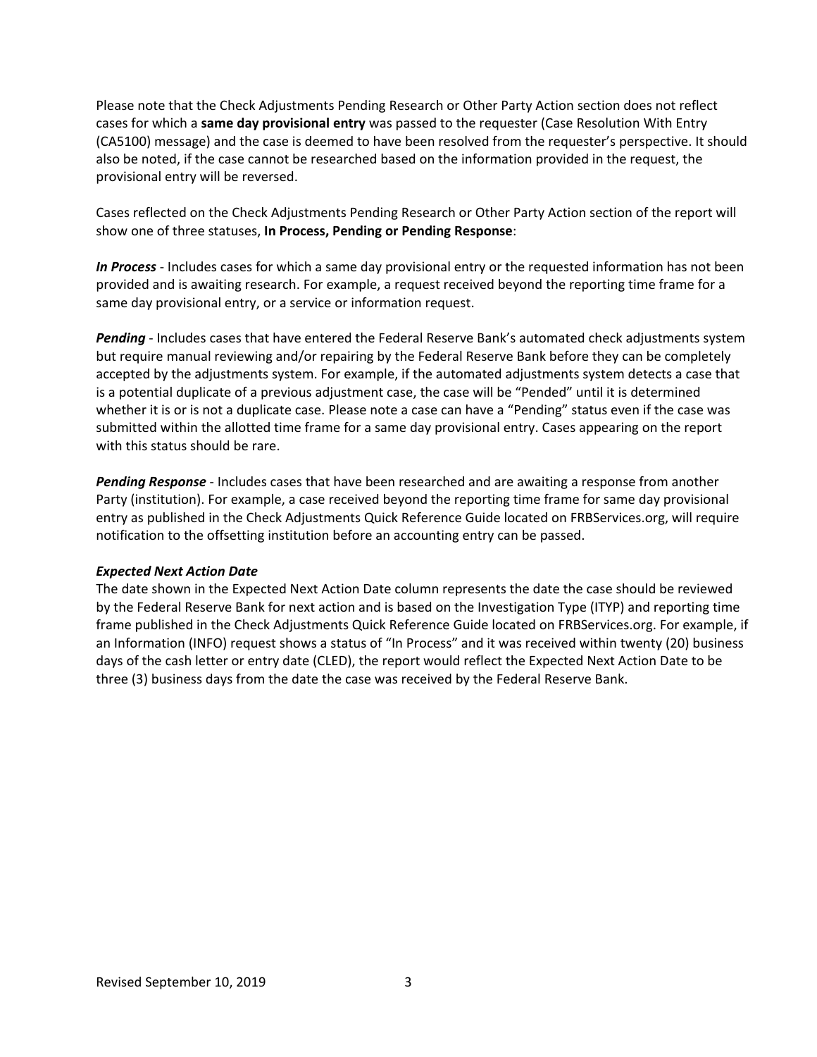Please note that the Check Adjustments Pending Research or Other Party Action section does not reflect cases for which a **same day provisional entry** was passed to the requester (Case Resolution With Entry (CA5100) message) and the case is deemed to have been resolved from the requester's perspective. It should also be noted, if the case cannot be researched based on the information provided in the request, the provisional entry will be reversed.

Cases reflected on the Check Adjustments Pending Research or Other Party Action section of the report will show one of three statuses, **In Process, Pending or Pending Response**:

***In Process*** - Includes cases for which a same day provisional entry or the requested information has not been provided and is awaiting research. For example, a request received beyond the reporting time frame for a same day provisional entry, or a service or information request.

***Pending*** - Includes cases that have entered the Federal Reserve Bank's automated check adjustments system but require manual reviewing and/or repairing by the Federal Reserve Bank before they can be completely accepted by the adjustments system. For example, if the automated adjustments system detects a case that is a potential duplicate of a previous adjustment case, the case will be "Pended" until it is determined whether it is or is not a duplicate case. Please note a case can have a "Pending" status even if the case was submitted within the allotted time frame for a same day provisional entry. Cases appearing on the report with this status should be rare.

***Pending Response*** - Includes cases that have been researched and are awaiting a response from another Party (institution). For example, a case received beyond the reporting time frame for same day provisional entry as published in the Check Adjustments Quick Reference Guide located on FRBServices.org, will require notification to the offsetting institution before an accounting entry can be passed.

***Expected Next Action Date***

The date shown in the Expected Next Action Date column represents the date the case should be reviewed by the Federal Reserve Bank for next action and is based on the Investigation Type (ITYP) and reporting time frame published in the Check Adjustments Quick Reference Guide located on FRBServices.org. For example, if an Information (INFO) request shows a status of "In Process" and it was received within twenty (20) business days of the cash letter or entry date (CLED), the report would reflect the Expected Next Action Date to be three (3) business days from the date the case was received by the Federal Reserve Bank.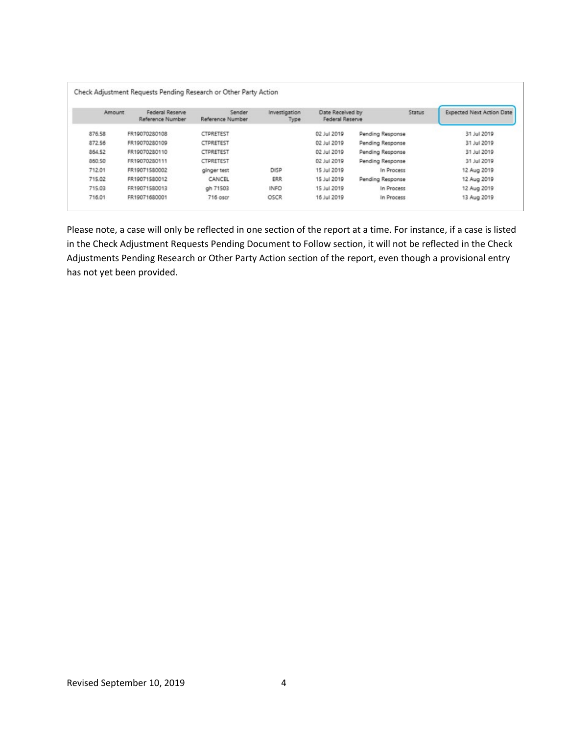Check Adjustment Requests Pending Research or Other Party Action

| Amount | Federal Reserve Reference Number | Sender Reference Number | Investigation Type | Date Received by Federal Reserve | Status | Expected Next Action Date |
|---|---|---|---|---|---|---|
| 876.58 | FR19070280108 | CTPRETEST | | 02 Jul 2019 | Pending Response | 31 Jul 2019 |
| 872.56 | FR19070280109 | CTPRETEST | | 02 Jul 2019 | Pending Response | 31 Jul 2019 |
| 864.52 | FR19070280110 | CTPRETEST | | 02 Jul 2019 | Pending Response | 31 Jul 2019 |
| 860.50 | FR19070280111 | CTPRETEST | | 02 Jul 2019 | Pending Response | 31 Jul 2019 |
| 712.01 | FR19071580002 | ginger test | DISP | 15 Jul 2019 | In Process | 12 Aug 2019 |
| 715.02 | FR19071580012 | CANCEL | ERR | 15 Jul 2019 | Pending Response | 12 Aug 2019 |
| 715.03 | FR19071580013 | gh 71503 | INFO | 15 Jul 2019 | In Process | 12 Aug 2019 |
| 716.01 | FR19071680001 | 716 oscr | OSCR | 16 Jul 2019 | In Process | 13 Aug 2019 |

Please note, a case will only be reflected in one section of the report at a time. For instance, if a case is listed in the Check Adjustment Requests Pending Document to Follow section, it will not be reflected in the Check Adjustments Pending Research or Other Party Action section of the report, even though a provisional entry has not yet been provided.

Revised September 10, 2019